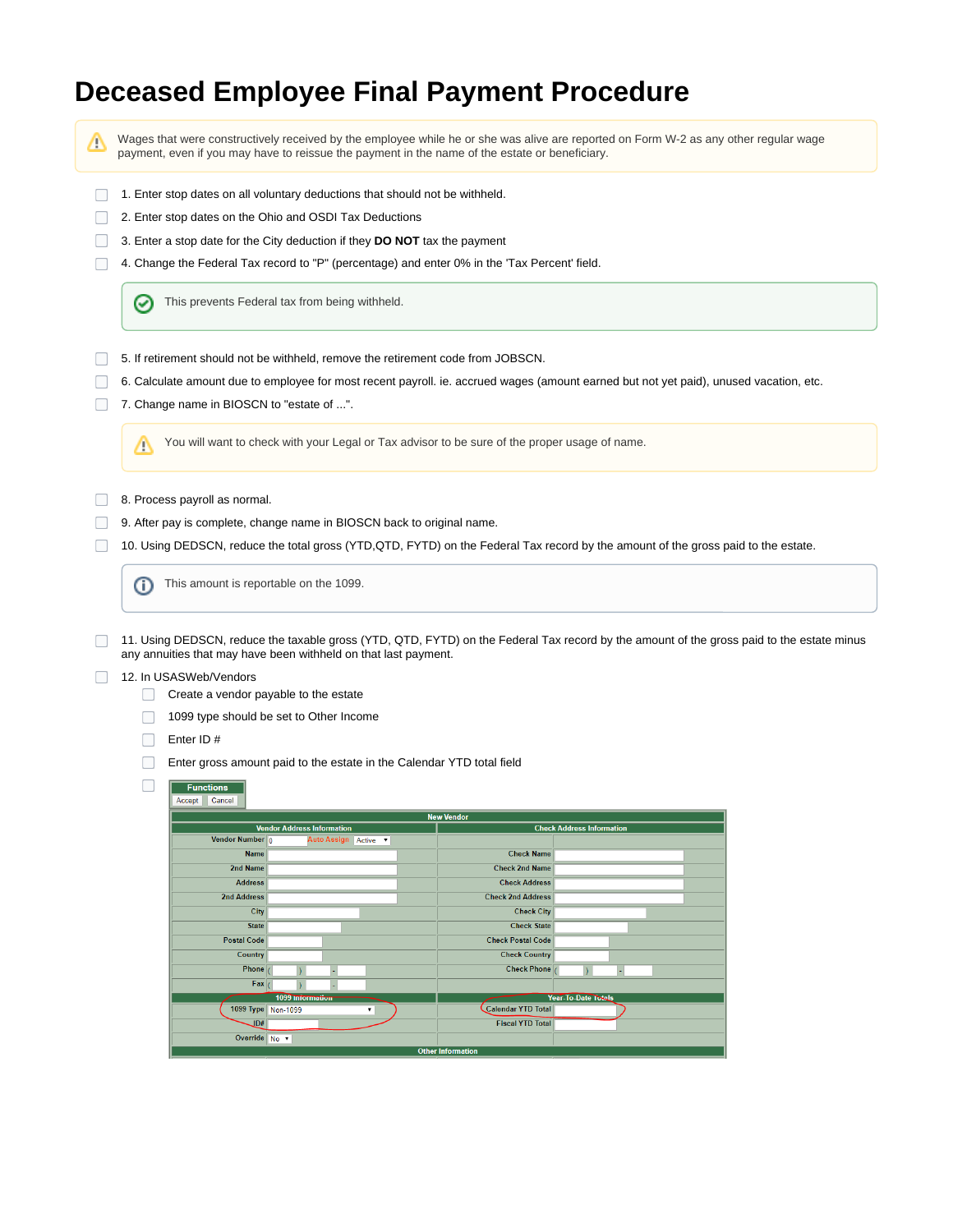# Deceased Employee Final Payment Procedure

> ⚠ Wages that were constructively received by the employee while he or she was alive are reported on Form W-2 as any other regular wage payment, even if you may have to reissue the payment in the name of the estate or beneficiary.

- [ ] 1. Enter stop dates on all voluntary deductions that should not be withheld.
- [ ] 2. Enter stop dates on the Ohio and OSDI Tax Deductions
- [ ] 3. Enter a stop date for the City deduction if they **DO NOT** tax the payment
- [ ] 4. Change the Federal Tax record to "P" (percentage) and enter 0% in the 'Tax Percent' field.

> ✓ This prevents Federal tax from being withheld.

- [ ] 5. If retirement should not be withheld, remove the retirement code from JOBSCN.
- [ ] 6. Calculate amount due to employee for most recent payroll. ie. accrued wages (amount earned but not yet paid), unused vacation, etc.
- [ ] 7. Change name in BIOSCN to "estate of ...".

> ⚠ You will want to check with your Legal or Tax advisor to be sure of the proper usage of name.

- [ ] 8. Process payroll as normal.
- [ ] 9. After pay is complete, change name in BIOSCN back to original name.
- [ ] 10. Using DEDSCN, reduce the total gross (YTD,QTD, FYTD) on the Federal Tax record by the amount of the gross paid to the estate.

> ⓘ This amount is reportable on the 1099.

- [ ] 11. Using DEDSCN, reduce the taxable gross (YTD, QTD, FYTD) on the Federal Tax record by the amount of the gross paid to the estate minus any annuities that may have been withheld on that last payment.
- [ ] 12. In USASWeb/Vendors
  - [ ] Create a vendor payable to the estate
  - [ ] 1099 type should be set to Other Income
  - [ ] Enter ID #
  - [ ] Enter gross amount paid to the estate in the Calendar YTD total field
  - [ ]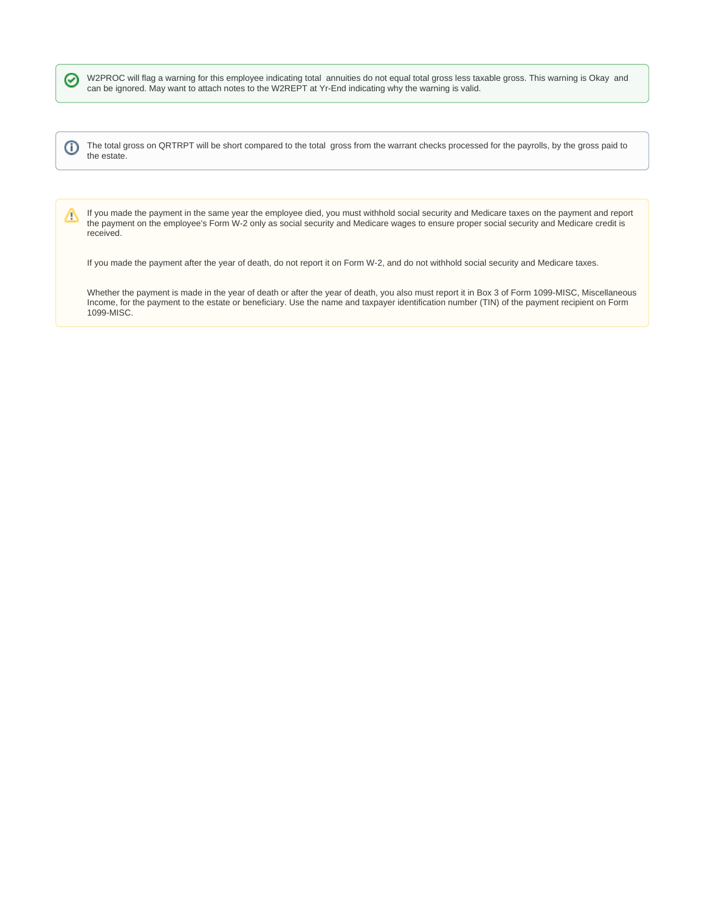> W2PROC will flag a warning for this employee indicating total annuities do not equal total gross less taxable gross. This warning is Okay and can be ignored. May want to attach notes to the W2REPT at Yr-End indicating why the warning is valid.

> The total gross on QRTRPT will be short compared to the total gross from the warrant checks processed for the payrolls, by the gross paid to the estate.

> If you made the payment in the same year the employee died, you must withhold social security and Medicare taxes on the payment and report the payment on the employee's Form W-2 only as social security and Medicare wages to ensure proper social security and Medicare credit is received.
>
> If you made the payment after the year of death, do not report it on Form W-2, and do not withhold social security and Medicare taxes.
>
> Whether the payment is made in the year of death or after the year of death, you also must report it in Box 3 of Form 1099-MISC, Miscellaneous Income, for the payment to the estate or beneficiary. Use the name and taxpayer identification number (TIN) of the payment recipient on Form 1099-MISC.